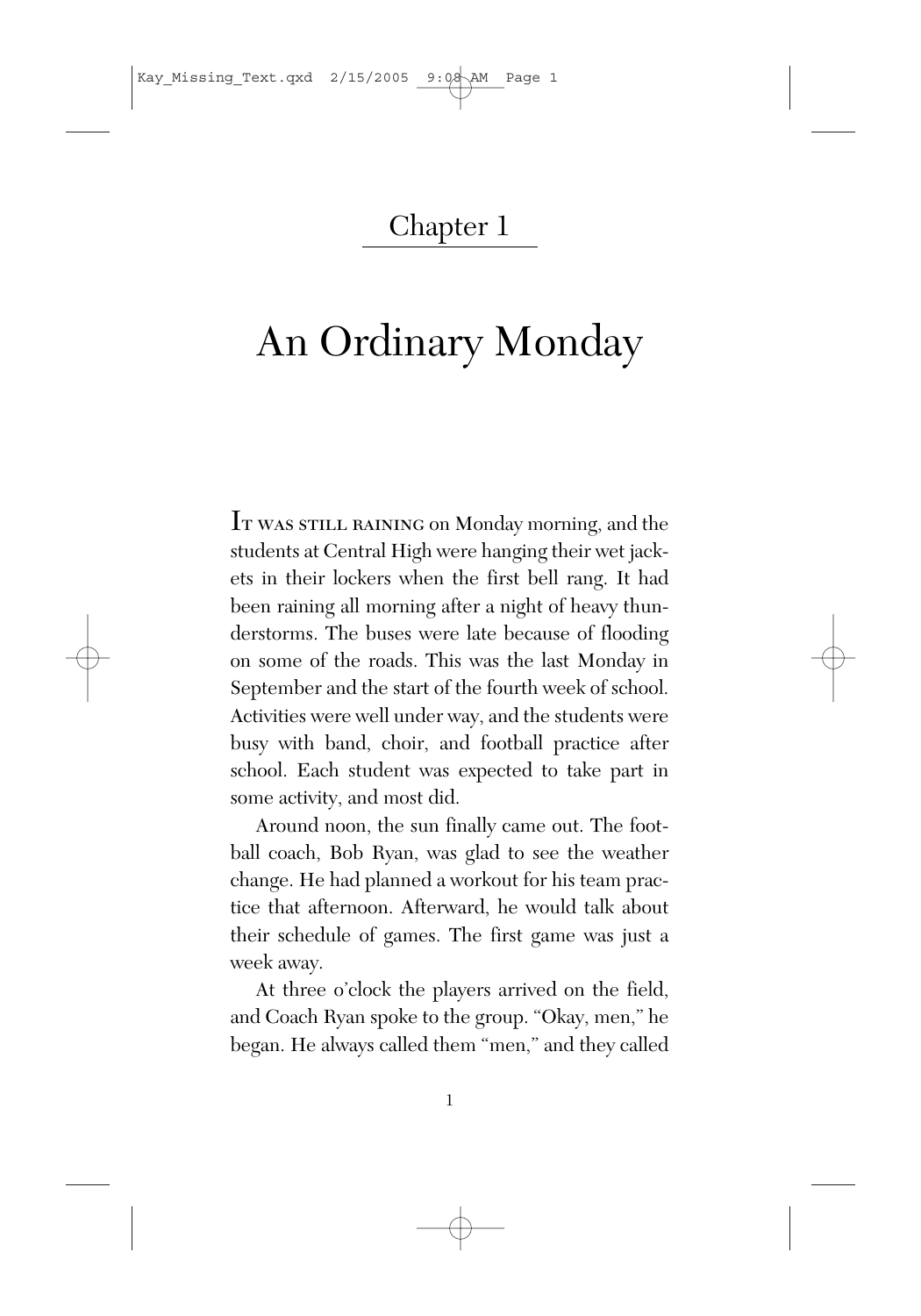# Chapter 1

## An Ordinary Monday

IT WAS STILL RAINING on Monday morning, and the students at Central High were hanging their wet jackets in their lockers when the first bell rang. It had been raining all morning after a night of heavy thunderstorms. The buses were late because of flooding on some of the roads. This was the last Monday in September and the start of the fourth week of school. Activities were well under way, and the students were busy with band, choir, and football practice after school. Each student was expected to take part in some activity, and most did.

Around noon, the sun finally came out. The football coach, Bob Ryan, was glad to see the weather change. He had planned a workout for his team practice that afternoon. Afterward, he would talk about their schedule of games. The first game was just a week away.

At three o'clock the players arrived on the field, and Coach Ryan spoke to the group. "Okay, men," he began. He always called them "men," and they called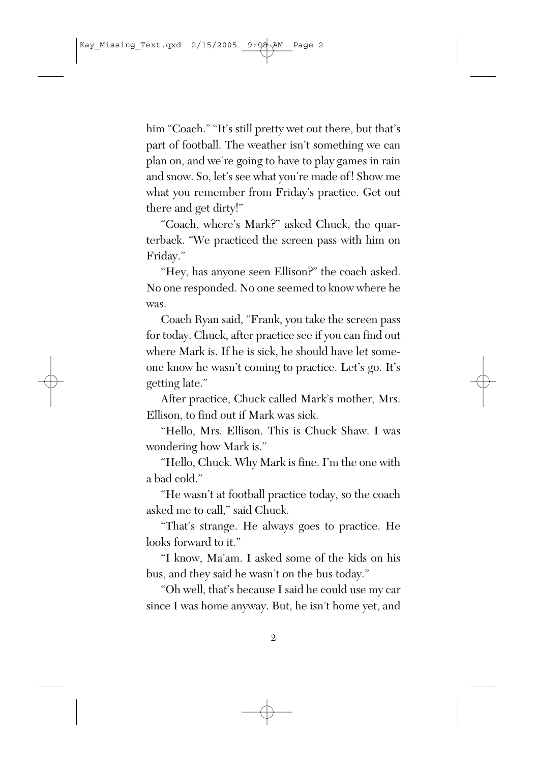him "Coach." "It's still pretty wet out there, but that's part of football. The weather isn't something we can plan on, and we're going to have to play games in rain and snow. So, let's see what you're made of! Show me what you remember from Friday's practice. Get out there and get dirty!"

"Coach, where's Mark?" asked Chuck, the quarterback. "We practiced the screen pass with him on Friday."

"Hey, has anyone seen Ellison?" the coach asked. No one responded. No one seemed to know where he was.

Coach Ryan said, "Frank, you take the screen pass for today. Chuck, after practice see if you can find out where Mark is. If he is sick, he should have let someone know he wasn't coming to practice. Let's go. It's getting late."

After practice, Chuck called Mark's mother, Mrs. Ellison, to find out if Mark was sick.

"Hello, Mrs. Ellison. This is Chuck Shaw. I was wondering how Mark is."

"Hello, Chuck. Why Mark is fine. I'm the one with a bad cold."

"He wasn't at football practice today, so the coach asked me to call," said Chuck.

"That's strange. He always goes to practice. He looks forward to it."

"I know, Ma'am. I asked some of the kids on his bus, and they said he wasn't on the bus today."

"Oh well, that's because I said he could use my car since I was home anyway. But, he isn't home yet, and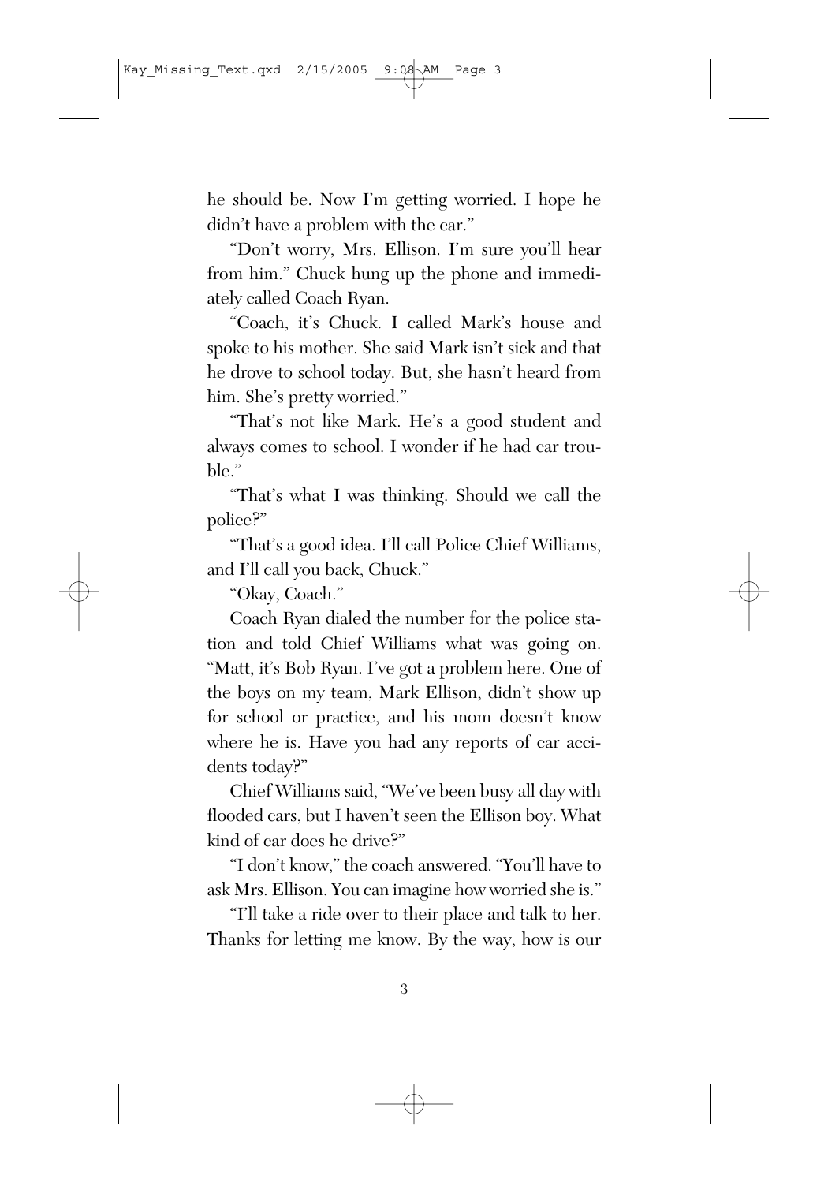he should be. Now I'm getting worried. I hope he didn't have a problem with the car."

"Don't worry, Mrs. Ellison. I'm sure you'll hear from him." Chuck hung up the phone and immediately called Coach Ryan.

"Coach, it's Chuck. I called Mark's house and spoke to his mother. She said Mark isn't sick and that he drove to school today. But, she hasn't heard from him. She's pretty worried."

"That's not like Mark. He's a good student and always comes to school. I wonder if he had car trouble."

"That's what I was thinking. Should we call the police?"

"That's a good idea. I'll call Police Chief Williams, and I'll call you back, Chuck."

"Okay, Coach."

Coach Ryan dialed the number for the police station and told Chief Williams what was going on. "Matt, it's Bob Ryan. I've got a problem here. One of the boys on my team, Mark Ellison, didn't show up for school or practice, and his mom doesn't know where he is. Have you had any reports of car accidents today?"

Chief Williams said, "We've been busy all day with flooded cars, but I haven't seen the Ellison boy. What kind of car does he drive?"

"I don't know," the coach answered. "You'll have to ask Mrs. Ellison. You can imagine how worried she is."

"I'll take a ride over to their place and talk to her. Thanks for letting me know. By the way, how is our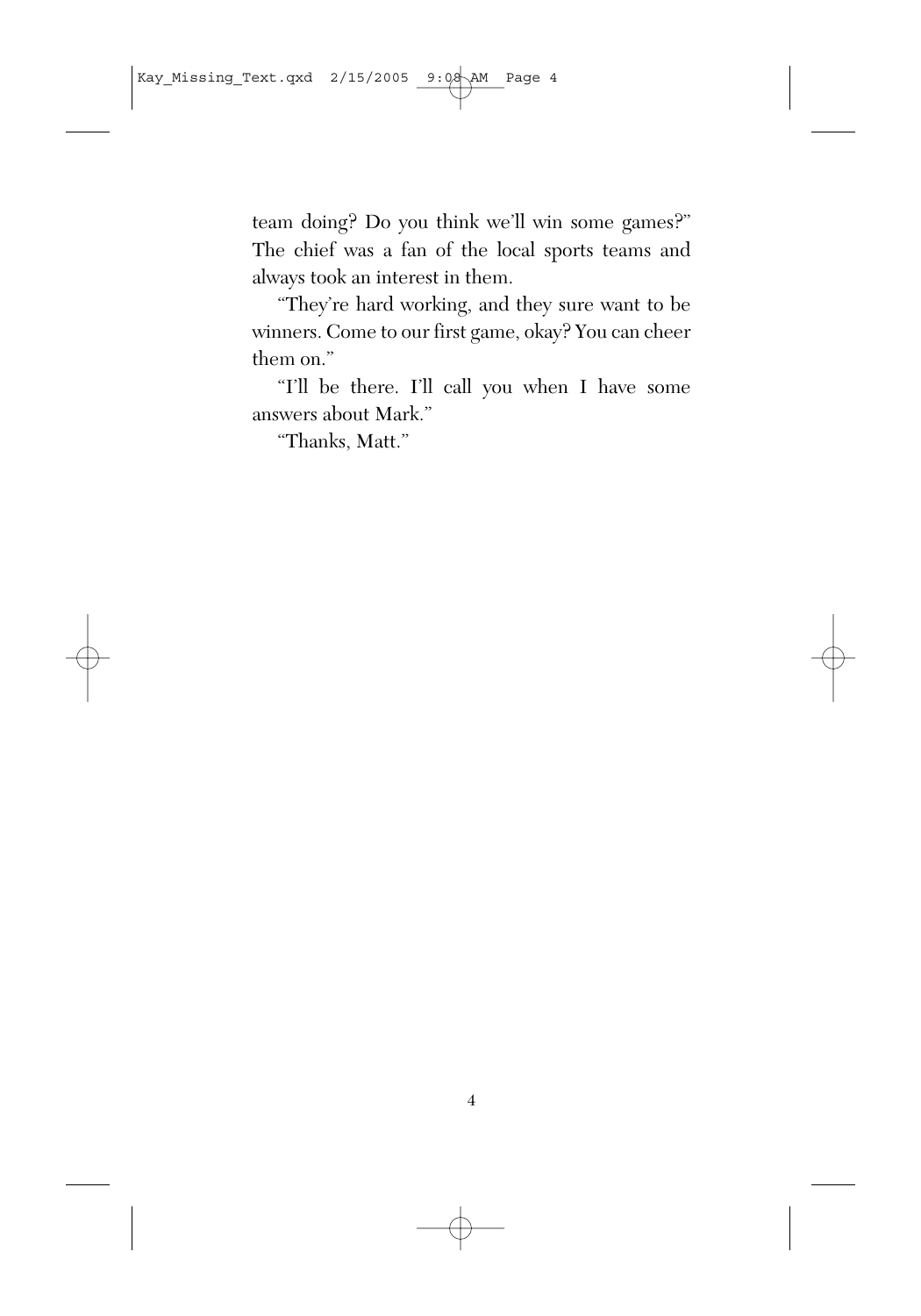team doing? Do you think we'll win some games?" The chief was a fan of the local sports teams and always took an interest in them.

"They're hard working, and they sure want to be winners. Come to our first game, okay? You can cheer them on."

"I'll be there. I'll call you when I have some answers about Mark."

"Thanks, Matt."